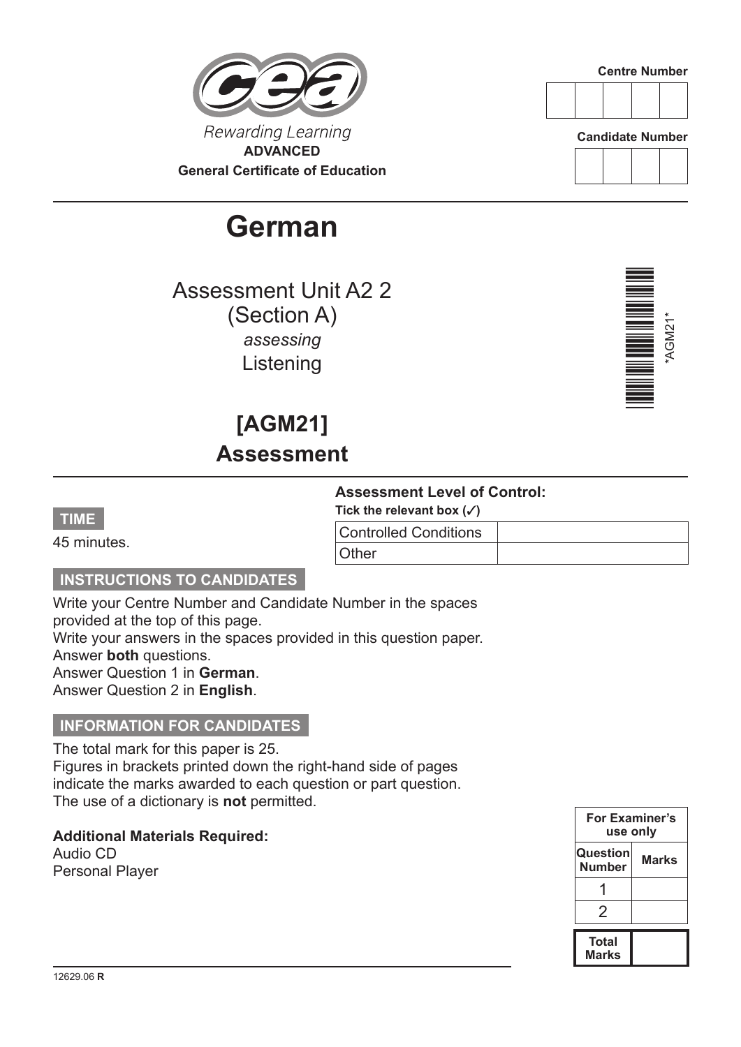Rewarding Learning

**ADVANCED**

**General Certificate of Education**

Centre Number

| | | | | |
|---|---|---|---|---|
| | | | | |

Candidate Number

| | | | |
|---|---|---|---|
| | | | |

# German

## Assessment Unit A2 2
## (Section A)
*assessing*
## Listening

*AGM21*

## [AGM21]
## Assessment

**Assessment Level of Control:**
**Tick the relevant box (✓)**

| | |
|---|---|
| Controlled Conditions | |
| Other | |

**TIME**

45 minutes.

**INSTRUCTIONS TO CANDIDATES**

Write your Centre Number and Candidate Number in the spaces provided at the top of this page.
Write your answers in the spaces provided in this question paper.
Answer **both** questions.
Answer Question 1 in **German**.
Answer Question 2 in **English**.

**INFORMATION FOR CANDIDATES**

The total mark for this paper is 25.
Figures in brackets printed down the right-hand side of pages indicate the marks awarded to each question or part question.
The use of a dictionary is **not** permitted.

**Additional Materials Required:**
Audio CD
Personal Player

| For Examiner's use only | |
|---|---|
| **Question Number** | **Marks** |
| 1 | |
| 2 | |
| **Total Marks** | |

12629.06 **R**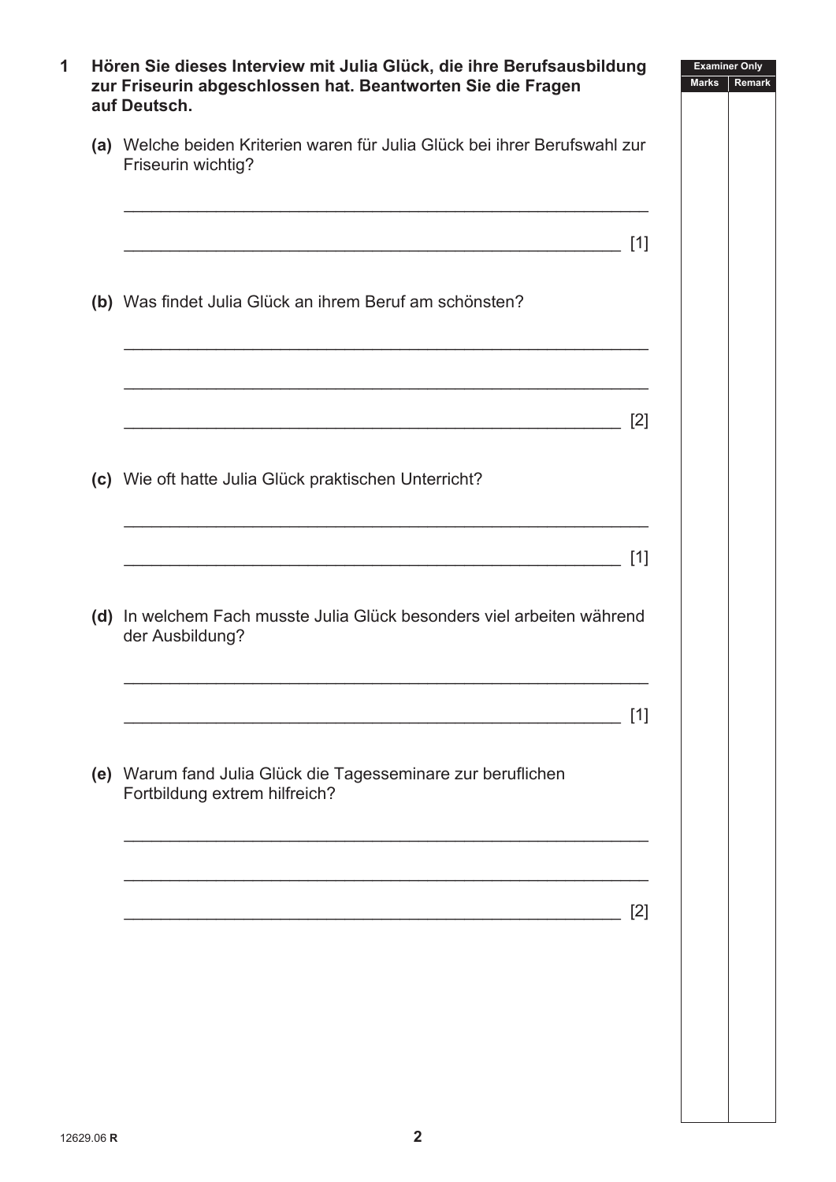**1 Hören Sie dieses Interview mit Julia Glück, die ihre Berufsausbildung zur Friseurin abgeschlossen hat. Beantworten Sie die Fragen auf Deutsch.**

**(a)** Welche beiden Kriterien waren für Julia Glück bei ihrer Berufswahl zur Friseurin wichtig?

_______________________________________________________

_______________________________________________________ [1]

**(b)** Was findet Julia Glück an ihrem Beruf am schönsten?

_______________________________________________________

_______________________________________________________

_______________________________________________________ [2]

**(c)** Wie oft hatte Julia Glück praktischen Unterricht?

_______________________________________________________

_______________________________________________________ [1]

**(d)** In welchem Fach musste Julia Glück besonders viel arbeiten während der Ausbildung?

_______________________________________________________

_______________________________________________________ [1]

**(e)** Warum fand Julia Glück die Tagesseminare zur beruflichen Fortbildung extrem hilfreich?

_______________________________________________________

_______________________________________________________

_______________________________________________________ [2]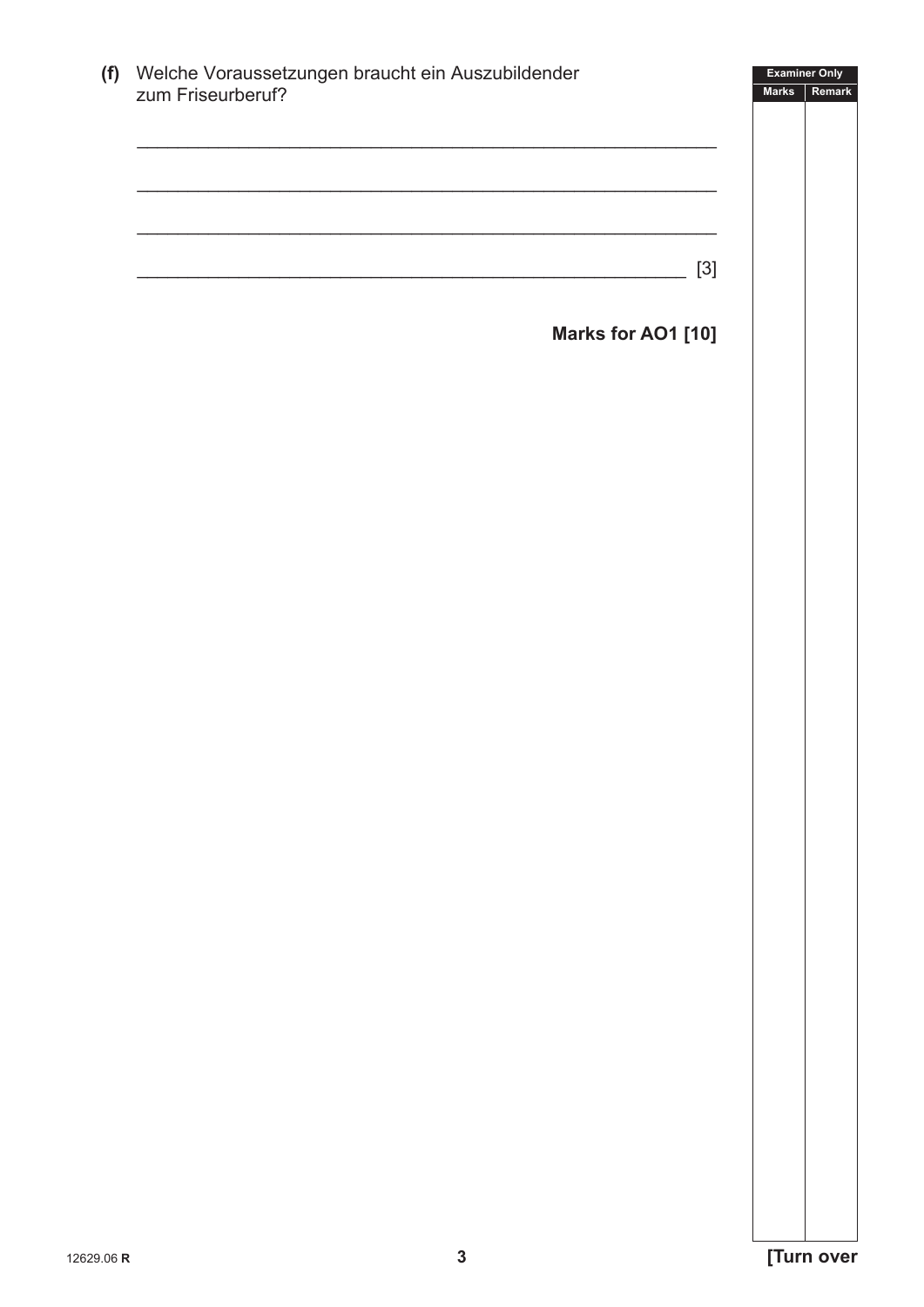**(f)** Welche Voraussetzungen braucht ein Auszubildender zum Friseurberuf?

______________________________________________________________

______________________________________________________________

______________________________________________________________

____________________________________________________________ [3]

**Marks for AO1 [10]**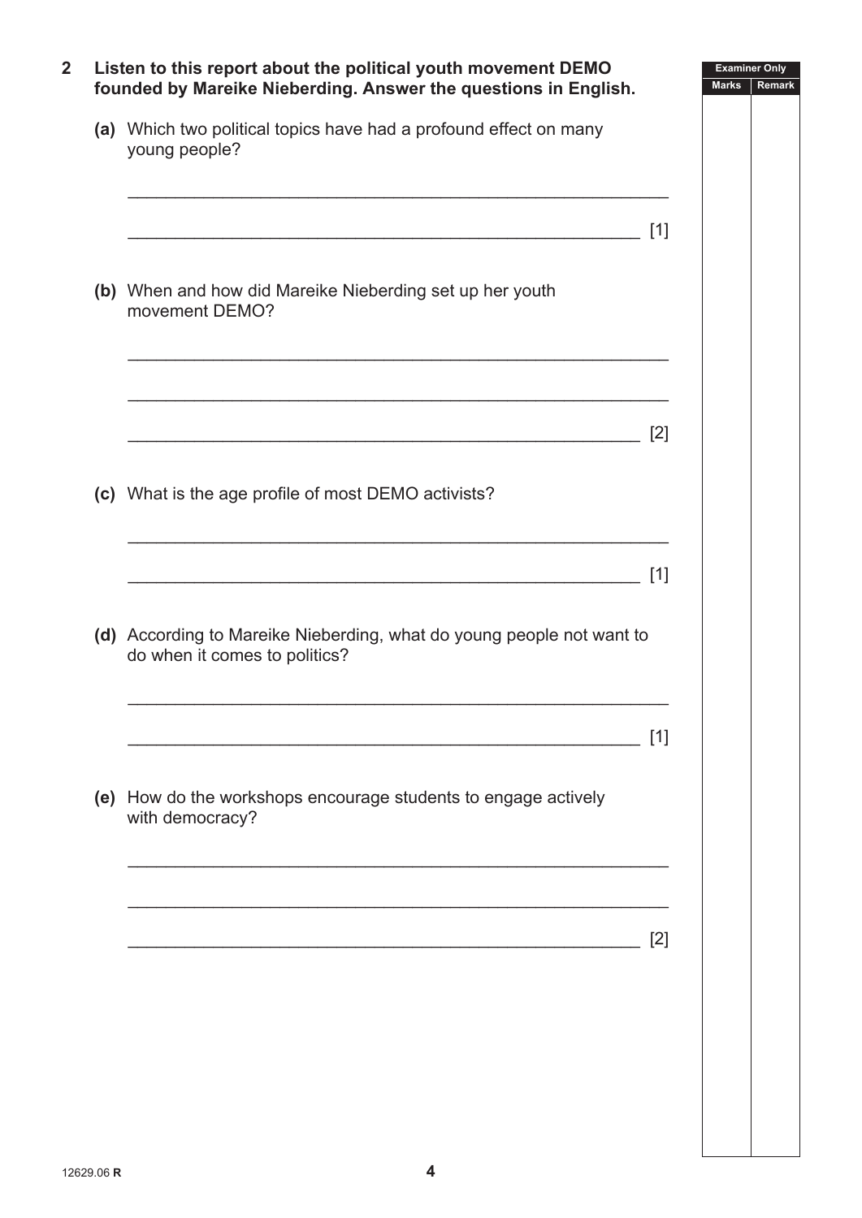**2 Listen to this report about the political youth movement DEMO founded by Mareike Nieberding. Answer the questions in English.**

**(a)** Which two political topics have had a profound effect on many young people?

_______________________________________________________

_______________________________________________________ [1]

**(b)** When and how did Mareike Nieberding set up her youth movement DEMO?

_______________________________________________________

_______________________________________________________

_______________________________________________________ [2]

**(c)** What is the age profile of most DEMO activists?

_______________________________________________________

_______________________________________________________ [1]

**(d)** According to Mareike Nieberding, what do young people not want to do when it comes to politics?

_______________________________________________________

_______________________________________________________ [1]

**(e)** How do the workshops encourage students to engage actively with democracy?

_______________________________________________________

_______________________________________________________

_______________________________________________________ [2]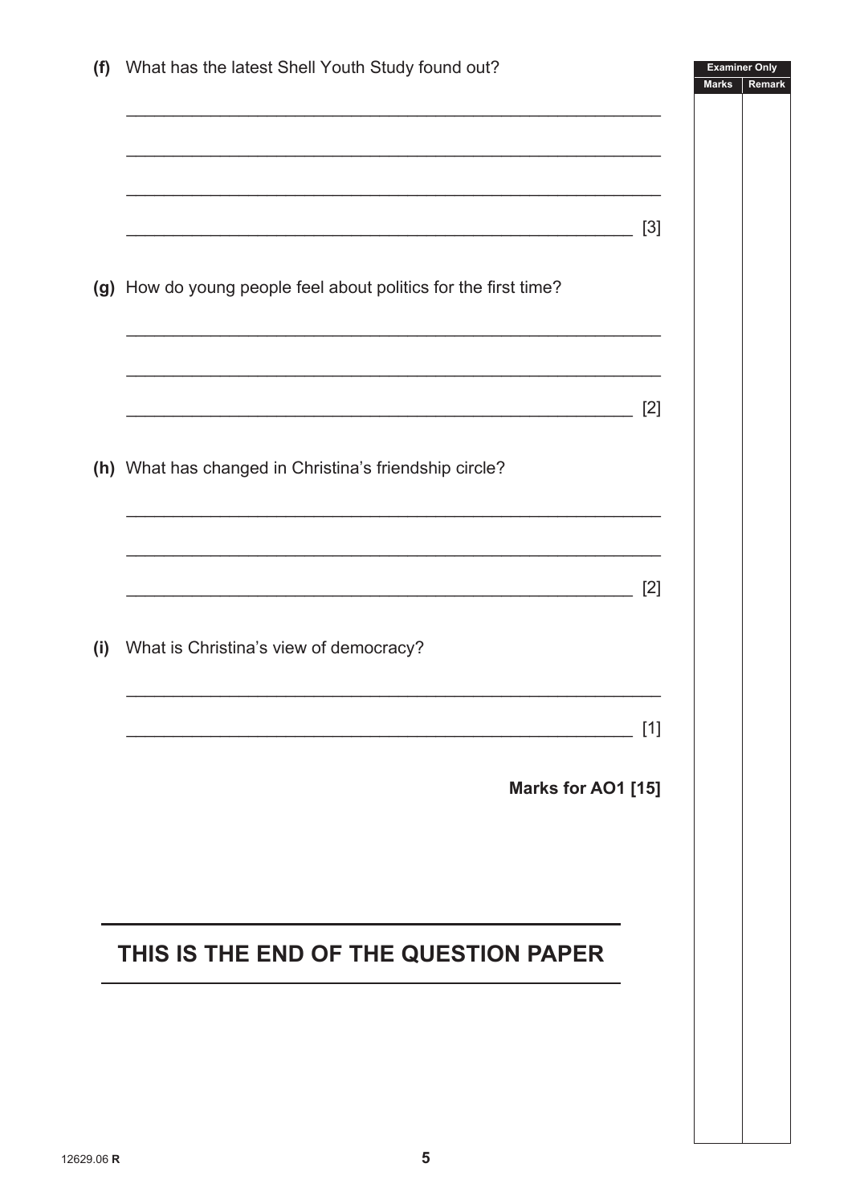**(f)** What has the latest Shell Youth Study found out?

_______________________________________________________

_______________________________________________________

_______________________________________________________

_______________________________________________________ [3]

**(g)** How do young people feel about politics for the first time?

_______________________________________________________

_______________________________________________________

_______________________________________________________ [2]

**(h)** What has changed in Christina's friendship circle?

_______________________________________________________

_______________________________________________________

_______________________________________________________ [2]

**(i)** What is Christina's view of democracy?

_______________________________________________________

_______________________________________________________ [1]

**Marks for AO1 [15]**

## THIS IS THE END OF THE QUESTION PAPER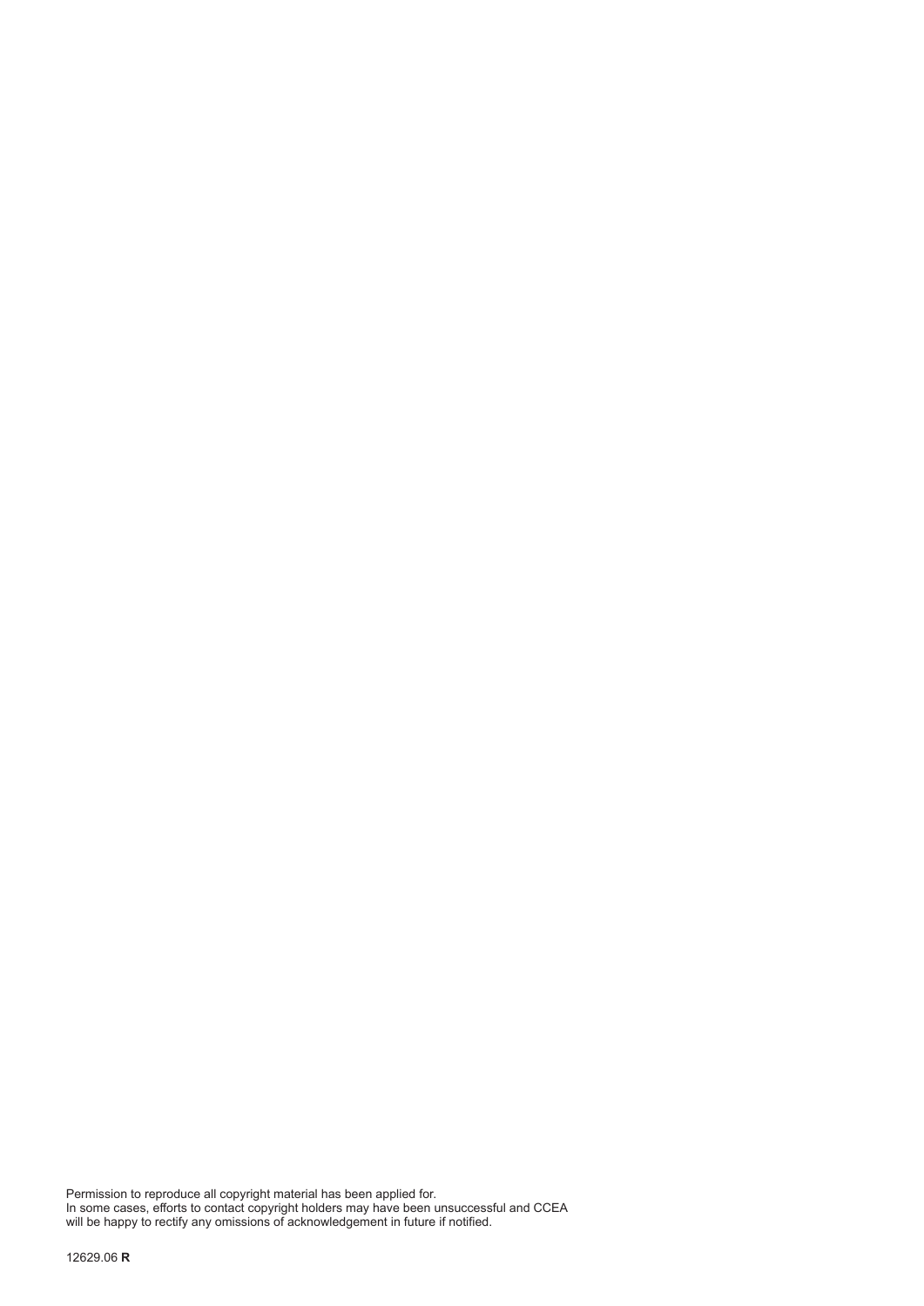Permission to reproduce all copyright material has been applied for.
In some cases, efforts to contact copyright holders may have been unsuccessful and CCEA will be happy to rectify any omissions of acknowledgement in future if notified.

12629.06 **R**